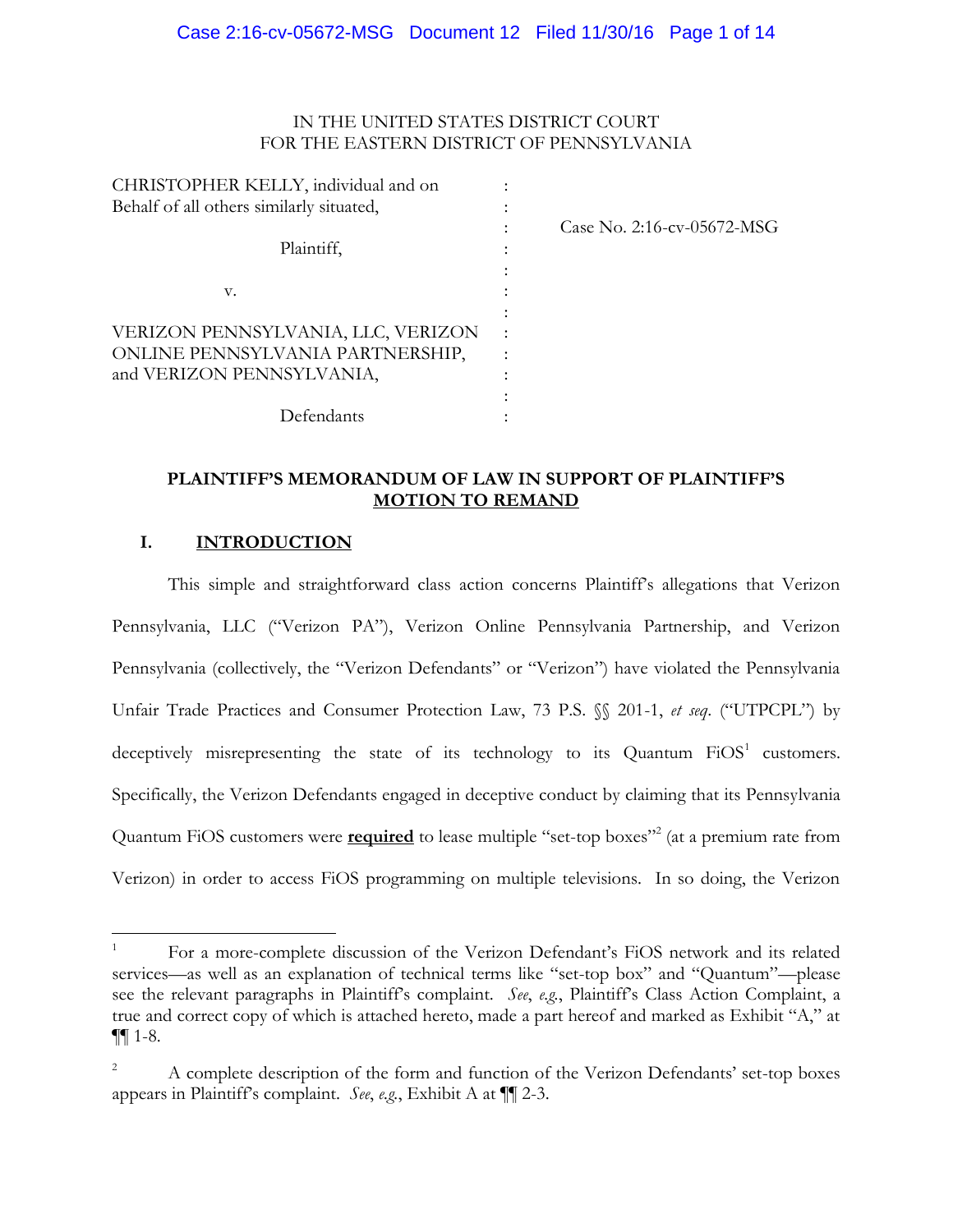IN THE UNITED STATES DISTRICT COURT
FOR THE EASTERN DISTRICT OF PENNSYLVANIA

| | | |
|---|---|---|
| CHRISTOPHER KELLY, individual and on Behalf of all others similarly situated, | : | Case No. 2:16-cv-05672-MSG |
| Plaintiff, | : | |
| v. | : | |
| VERIZON PENNSYLVANIA, LLC, VERIZON ONLINE PENNSYLVANIA PARTNERSHIP, and VERIZON PENNSYLVANIA, | : | |
| Defendants | : | |

**PLAINTIFF'S MEMORANDUM OF LAW IN SUPPORT OF PLAINTIFF'S MOTION TO REMAND**

## I. INTRODUCTION

This simple and straightforward class action concerns Plaintiff's allegations that Verizon Pennsylvania, LLC ("Verizon PA"), Verizon Online Pennsylvania Partnership, and Verizon Pennsylvania (collectively, the "Verizon Defendants" or "Verizon") have violated the Pennsylvania Unfair Trade Practices and Consumer Protection Law, 73 P.S. §§ 201-1, *et seq*. ("UTPCPL") by deceptively misrepresenting the state of its technology to its Quantum FiOS[1] customers. Specifically, the Verizon Defendants engaged in deceptive conduct by claiming that its Pennsylvania Quantum FiOS customers were **required** to lease multiple "set-top boxes"[2] (at a premium rate from Verizon) in order to access FiOS programming on multiple televisions. In so doing, the Verizon

---

[1] For a more-complete discussion of the Verizon Defendant's FiOS network and its related services—as well as an explanation of technical terms like "set-top box" and "Quantum"—please see the relevant paragraphs in Plaintiff's complaint. *See*, *e.g.*, Plaintiff's Class Action Complaint, a true and correct copy of which is attached hereto, made a part hereof and marked as Exhibit "A," at ¶¶ 1-8.

[2] A complete description of the form and function of the Verizon Defendants' set-top boxes appears in Plaintiff's complaint. *See*, *e.g.*, Exhibit A at ¶¶ 2-3.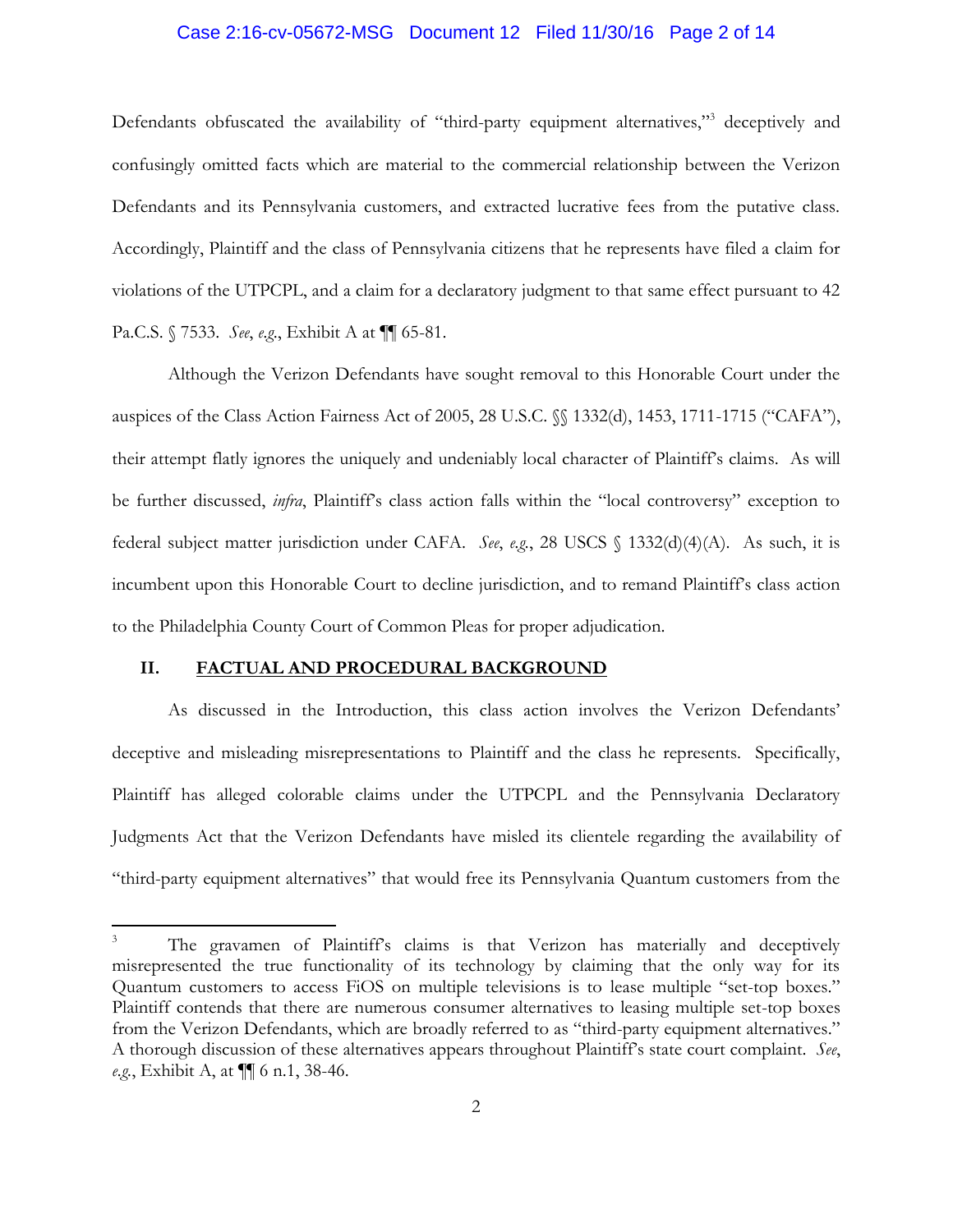Defendants obfuscated the availability of "third-party equipment alternatives,"[3] deceptively and confusingly omitted facts which are material to the commercial relationship between the Verizon Defendants and its Pennsylvania customers, and extracted lucrative fees from the putative class. Accordingly, Plaintiff and the class of Pennsylvania citizens that he represents have filed a claim for violations of the UTPCPL, and a claim for a declaratory judgment to that same effect pursuant to 42 Pa.C.S. § 7533. *See*, *e.g.*, Exhibit A at ¶¶ 65-81.

Although the Verizon Defendants have sought removal to this Honorable Court under the auspices of the Class Action Fairness Act of 2005, 28 U.S.C. §§ 1332(d), 1453, 1711-1715 ("CAFA"), their attempt flatly ignores the uniquely and undeniably local character of Plaintiff's claims. As will be further discussed, *infra*, Plaintiff's class action falls within the "local controversy" exception to federal subject matter jurisdiction under CAFA. *See*, *e.g.*, 28 USCS § 1332(d)(4)(A). As such, it is incumbent upon this Honorable Court to decline jurisdiction, and to remand Plaintiff's class action to the Philadelphia County Court of Common Pleas for proper adjudication.

## II. FACTUAL AND PROCEDURAL BACKGROUND

As discussed in the Introduction, this class action involves the Verizon Defendants' deceptive and misleading misrepresentations to Plaintiff and the class he represents. Specifically, Plaintiff has alleged colorable claims under the UTPCPL and the Pennsylvania Declaratory Judgments Act that the Verizon Defendants have misled its clientele regarding the availability of "third-party equipment alternatives" that would free its Pennsylvania Quantum customers from the

---

[3] The gravamen of Plaintiff's claims is that Verizon has materially and deceptively misrepresented the true functionality of its technology by claiming that the only way for its Quantum customers to access FiOS on multiple televisions is to lease multiple "set-top boxes." Plaintiff contends that there are numerous consumer alternatives to leasing multiple set-top boxes from the Verizon Defendants, which are broadly referred to as "third-party equipment alternatives." A thorough discussion of these alternatives appears throughout Plaintiff's state court complaint. *See*, *e.g.*, Exhibit A, at ¶¶ 6 n.1, 38-46.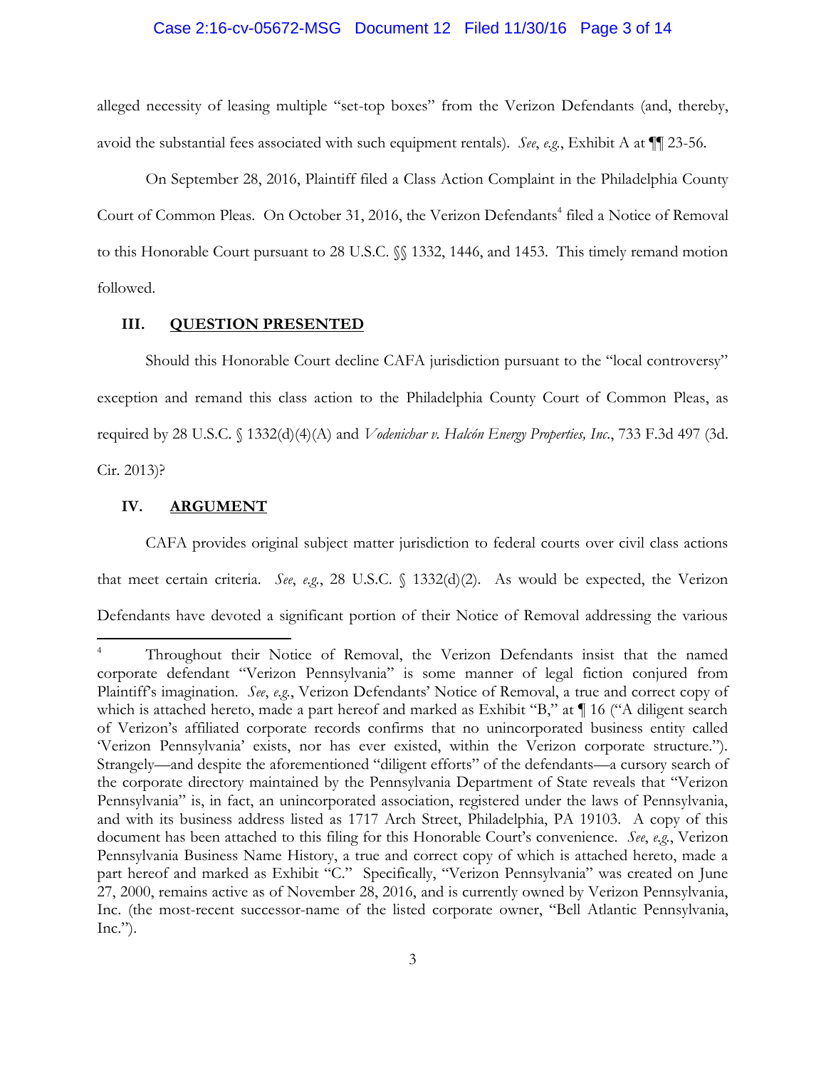alleged necessity of leasing multiple "set-top boxes" from the Verizon Defendants (and, thereby, avoid the substantial fees associated with such equipment rentals). *See*, *e.g.*, Exhibit A at ¶¶ 23-56.

On September 28, 2016, Plaintiff filed a Class Action Complaint in the Philadelphia County Court of Common Pleas. On October 31, 2016, the Verizon Defendants[4] filed a Notice of Removal to this Honorable Court pursuant to 28 U.S.C. §§ 1332, 1446, and 1453. This timely remand motion followed.

## III. QUESTION PRESENTED

Should this Honorable Court decline CAFA jurisdiction pursuant to the "local controversy" exception and remand this class action to the Philadelphia County Court of Common Pleas, as required by 28 U.S.C. § 1332(d)(4)(A) and *Vodenichar v. Halcón Energy Properties, Inc.*, 733 F.3d 497 (3d. Cir. 2013)?

## IV. ARGUMENT

CAFA provides original subject matter jurisdiction to federal courts over civil class actions that meet certain criteria. *See*, *e.g.*, 28 U.S.C. § 1332(d)(2). As would be expected, the Verizon Defendants have devoted a significant portion of their Notice of Removal addressing the various

---

[4] Throughout their Notice of Removal, the Verizon Defendants insist that the named corporate defendant "Verizon Pennsylvania" is some manner of legal fiction conjured from Plaintiff's imagination. *See*, *e.g.*, Verizon Defendants' Notice of Removal, a true and correct copy of which is attached hereto, made a part hereof and marked as Exhibit "B," at ¶ 16 ("A diligent search of Verizon's affiliated corporate records confirms that no unincorporated business entity called 'Verizon Pennsylvania' exists, nor has ever existed, within the Verizon corporate structure."). Strangely—and despite the aforementioned "diligent efforts" of the defendants—a cursory search of the corporate directory maintained by the Pennsylvania Department of State reveals that "Verizon Pennsylvania" is, in fact, an unincorporated association, registered under the laws of Pennsylvania, and with its business address listed as 1717 Arch Street, Philadelphia, PA 19103. A copy of this document has been attached to this filing for this Honorable Court's convenience. *See*, *e.g.*, Verizon Pennsylvania Business Name History, a true and correct copy of which is attached hereto, made a part hereof and marked as Exhibit "C." Specifically, "Verizon Pennsylvania" was created on June 27, 2000, remains active as of November 28, 2016, and is currently owned by Verizon Pennsylvania, Inc. (the most-recent successor-name of the listed corporate owner, "Bell Atlantic Pennsylvania, Inc.").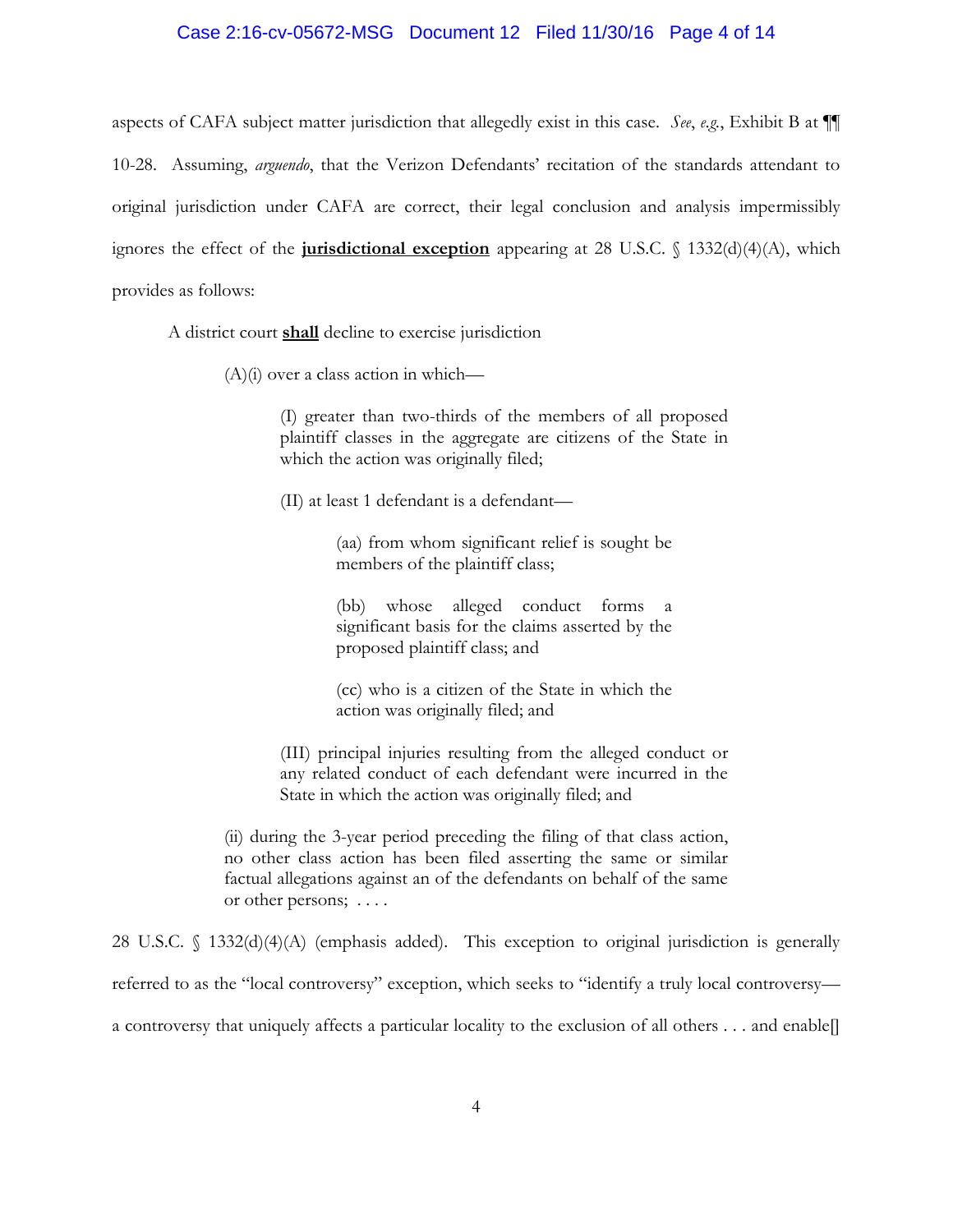aspects of CAFA subject matter jurisdiction that allegedly exist in this case. *See*, *e.g.*, Exhibit B at ¶¶ 10-28. Assuming, *arguendo*, that the Verizon Defendants' recitation of the standards attendant to original jurisdiction under CAFA are correct, their legal conclusion and analysis impermissibly ignores the effect of the **jurisdictional exception** appearing at 28 U.S.C. § 1332(d)(4)(A), which provides as follows:

> A district court **shall** decline to exercise jurisdiction
>
> > (A)(i) over a class action in which—
> >
> > > (I) greater than two-thirds of the members of all proposed plaintiff classes in the aggregate are citizens of the State in which the action was originally filed;
> > >
> > > (II) at least 1 defendant is a defendant—
> > >
> > > > (aa) from whom significant relief is sought be members of the plaintiff class;
> > > >
> > > > (bb) whose alleged conduct forms a significant basis for the claims asserted by the proposed plaintiff class; and
> > > >
> > > > (cc) who is a citizen of the State in which the action was originally filed; and
> > >
> > > (III) principal injuries resulting from the alleged conduct or any related conduct of each defendant were incurred in the State in which the action was originally filed; and
> >
> > (ii) during the 3-year period preceding the filing of that class action, no other class action has been filed asserting the same or similar factual allegations against an of the defendants on behalf of the same or other persons; . . . .

28 U.S.C. § 1332(d)(4)(A) (emphasis added). This exception to original jurisdiction is generally referred to as the "local controversy" exception, which seeks to "identify a truly local controversy—a controversy that uniquely affects a particular locality to the exclusion of all others . . . and enable[]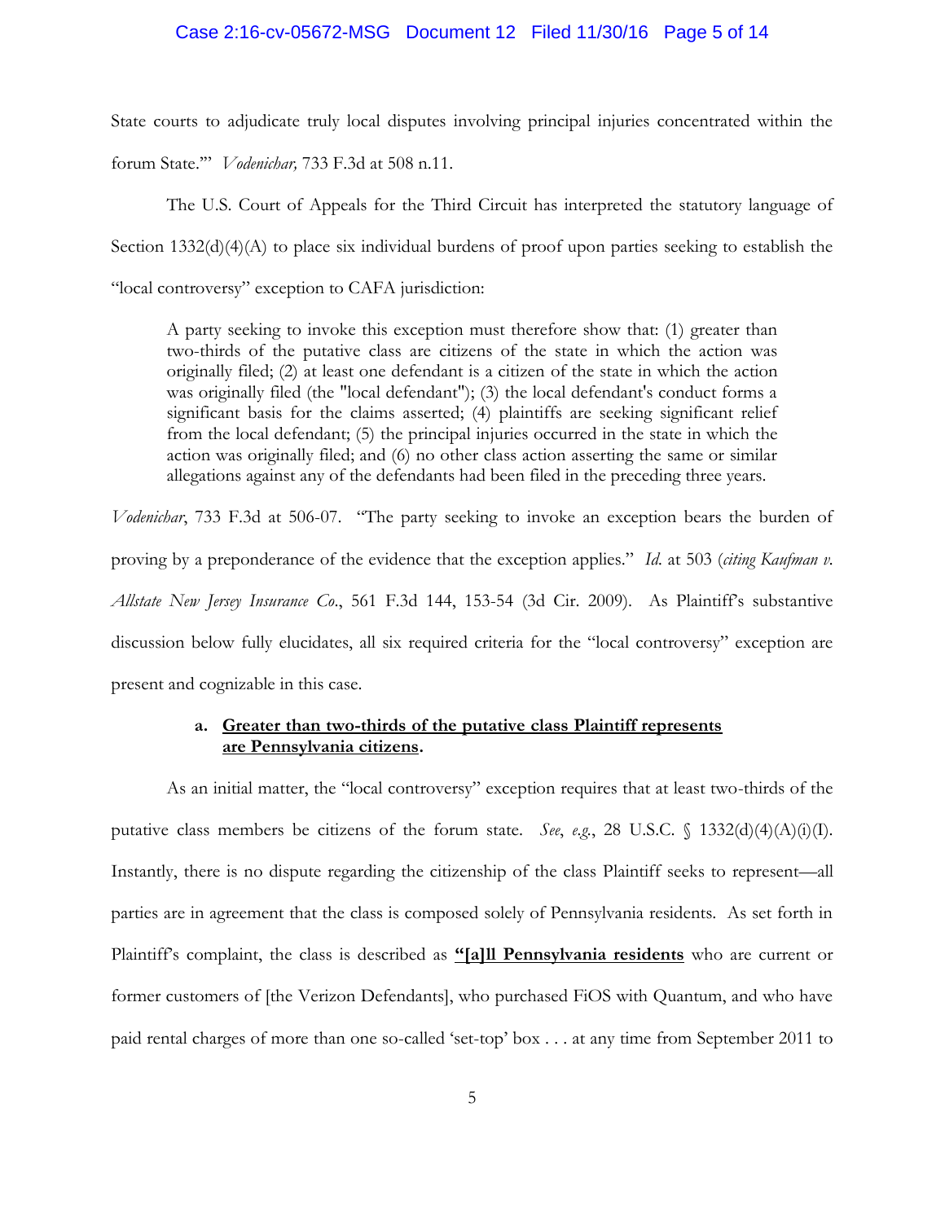State courts to adjudicate truly local disputes involving principal injuries concentrated within the forum State.'" *Vodenichar,* 733 F.3d at 508 n.11.

The U.S. Court of Appeals for the Third Circuit has interpreted the statutory language of Section 1332(d)(4)(A) to place six individual burdens of proof upon parties seeking to establish the "local controversy" exception to CAFA jurisdiction:

> A party seeking to invoke this exception must therefore show that: (1) greater than two-thirds of the putative class are citizens of the state in which the action was originally filed; (2) at least one defendant is a citizen of the state in which the action was originally filed (the "local defendant"); (3) the local defendant's conduct forms a significant basis for the claims asserted; (4) plaintiffs are seeking significant relief from the local defendant; (5) the principal injuries occurred in the state in which the action was originally filed; and (6) no other class action asserting the same or similar allegations against any of the defendants had been filed in the preceding three years.

*Vodenichar*, 733 F.3d at 506-07. "The party seeking to invoke an exception bears the burden of proving by a preponderance of the evidence that the exception applies." *Id.* at 503 (*citing Kaufman v. Allstate New Jersey Insurance Co.*, 561 F.3d 144, 153-54 (3d Cir. 2009). As Plaintiff's substantive discussion below fully elucidates, all six required criteria for the "local controversy" exception are present and cognizable in this case.

**a. <u>Greater than two-thirds of the putative class Plaintiff represents are Pennsylvania citizens</u>.**

As an initial matter, the "local controversy" exception requires that at least two-thirds of the putative class members be citizens of the forum state. *See*, *e.g.*, 28 U.S.C. § 1332(d)(4)(A)(i)(I). Instantly, there is no dispute regarding the citizenship of the class Plaintiff seeks to represent—all parties are in agreement that the class is composed solely of Pennsylvania residents. As set forth in Plaintiff's complaint, the class is described as **<u>"[a]ll Pennsylvania residents</u>** who are current or former customers of [the Verizon Defendants], who purchased FiOS with Quantum, and who have paid rental charges of more than one so-called 'set-top' box . . . at any time from September 2011 to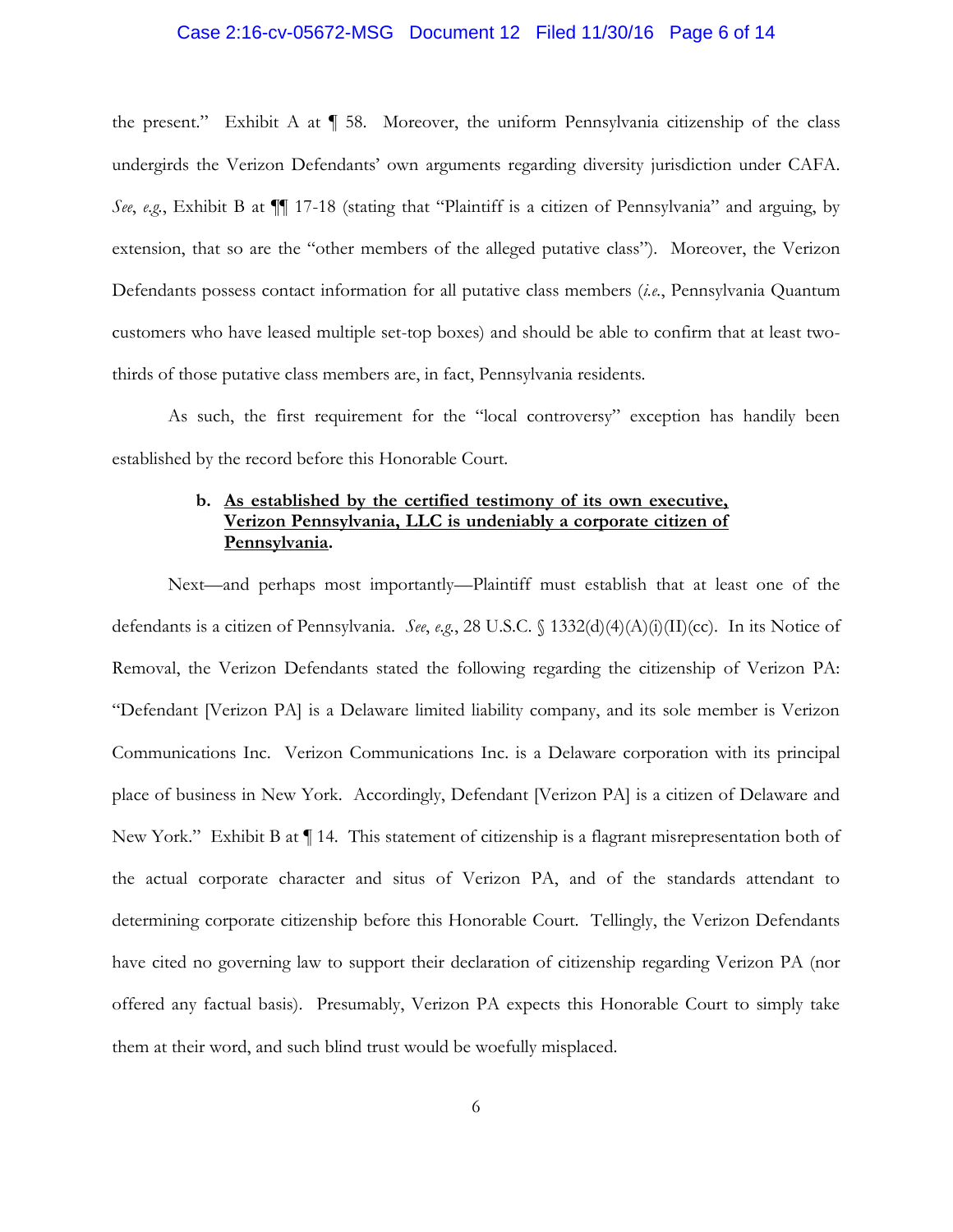the present." Exhibit A at ¶ 58. Moreover, the uniform Pennsylvania citizenship of the class undergirds the Verizon Defendants' own arguments regarding diversity jurisdiction under CAFA. *See*, *e.g.*, Exhibit B at ¶¶ 17-18 (stating that "Plaintiff is a citizen of Pennsylvania" and arguing, by extension, that so are the "other members of the alleged putative class"). Moreover, the Verizon Defendants possess contact information for all putative class members (*i.e.*, Pennsylvania Quantum customers who have leased multiple set-top boxes) and should be able to confirm that at least two-thirds of those putative class members are, in fact, Pennsylvania residents.

As such, the first requirement for the "local controversy" exception has handily been established by the record before this Honorable Court.

**b. <u>As established by the certified testimony of its own executive, Verizon Pennsylvania, LLC is undeniably a corporate citizen of Pennsylvania</u>.**

Next—and perhaps most importantly—Plaintiff must establish that at least one of the defendants is a citizen of Pennsylvania. *See*, *e.g.*, 28 U.S.C. § 1332(d)(4)(A)(i)(II)(cc). In its Notice of Removal, the Verizon Defendants stated the following regarding the citizenship of Verizon PA: "Defendant [Verizon PA] is a Delaware limited liability company, and its sole member is Verizon Communications Inc. Verizon Communications Inc. is a Delaware corporation with its principal place of business in New York. Accordingly, Defendant [Verizon PA] is a citizen of Delaware and New York." Exhibit B at ¶ 14. This statement of citizenship is a flagrant misrepresentation both of the actual corporate character and situs of Verizon PA, and of the standards attendant to determining corporate citizenship before this Honorable Court. Tellingly, the Verizon Defendants have cited no governing law to support their declaration of citizenship regarding Verizon PA (nor offered any factual basis). Presumably, Verizon PA expects this Honorable Court to simply take them at their word, and such blind trust would be woefully misplaced.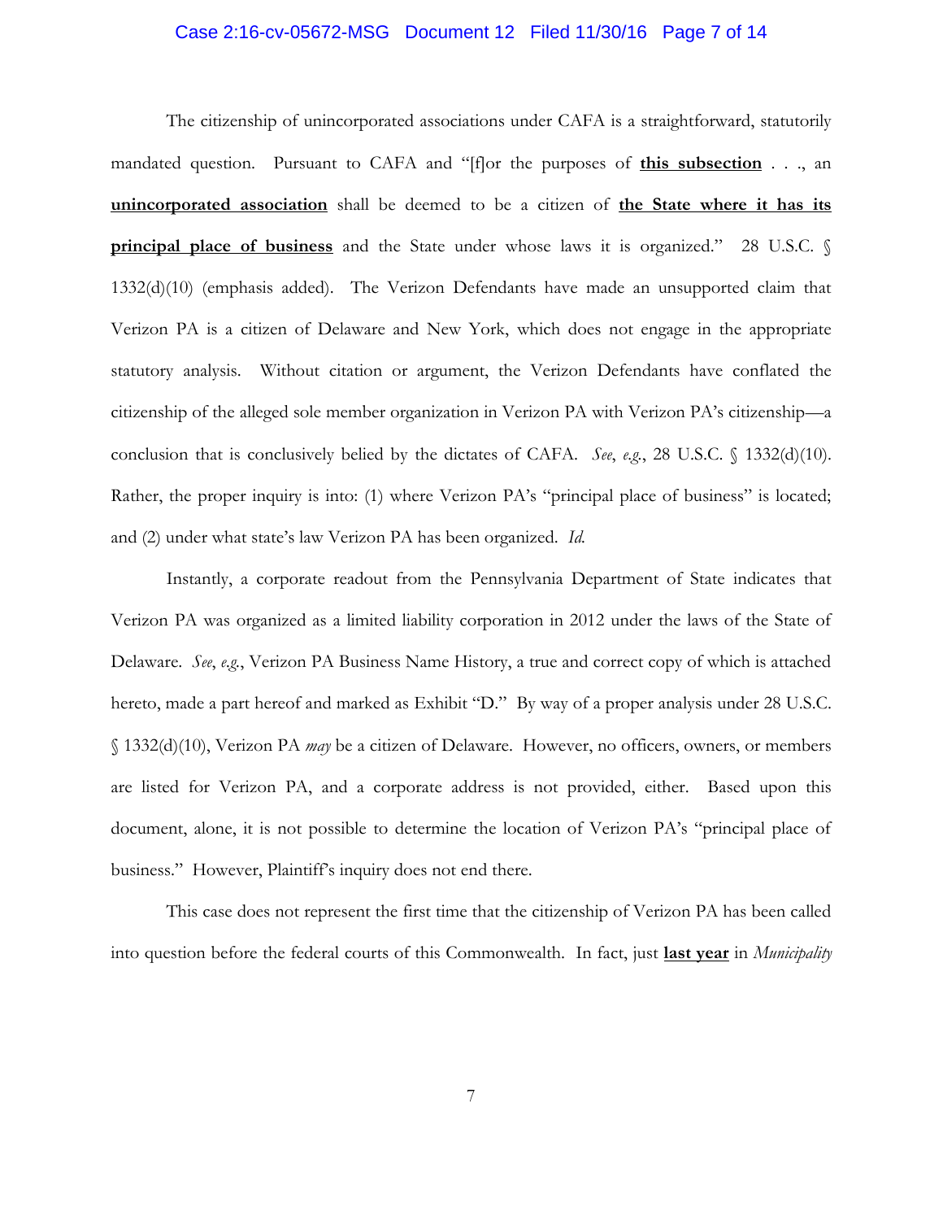The citizenship of unincorporated associations under CAFA is a straightforward, statutorily mandated question. Pursuant to CAFA and "[f]or the purposes of **this subsection** . . ., an **unincorporated association** shall be deemed to be a citizen of **the State where it has its principal place of business** and the State under whose laws it is organized." 28 U.S.C. § 1332(d)(10) (emphasis added). The Verizon Defendants have made an unsupported claim that Verizon PA is a citizen of Delaware and New York, which does not engage in the appropriate statutory analysis. Without citation or argument, the Verizon Defendants have conflated the citizenship of the alleged sole member organization in Verizon PA with Verizon PA's citizenship—a conclusion that is conclusively belied by the dictates of CAFA. *See*, *e.g.*, 28 U.S.C. § 1332(d)(10). Rather, the proper inquiry is into: (1) where Verizon PA's "principal place of business" is located; and (2) under what state's law Verizon PA has been organized. *Id.*

Instantly, a corporate readout from the Pennsylvania Department of State indicates that Verizon PA was organized as a limited liability corporation in 2012 under the laws of the State of Delaware. *See*, *e.g.*, Verizon PA Business Name History, a true and correct copy of which is attached hereto, made a part hereof and marked as Exhibit "D." By way of a proper analysis under 28 U.S.C. § 1332(d)(10), Verizon PA *may* be a citizen of Delaware. However, no officers, owners, or members are listed for Verizon PA, and a corporate address is not provided, either. Based upon this document, alone, it is not possible to determine the location of Verizon PA's "principal place of business." However, Plaintiff's inquiry does not end there.

This case does not represent the first time that the citizenship of Verizon PA has been called into question before the federal courts of this Commonwealth. In fact, just **last year** in *Municipality*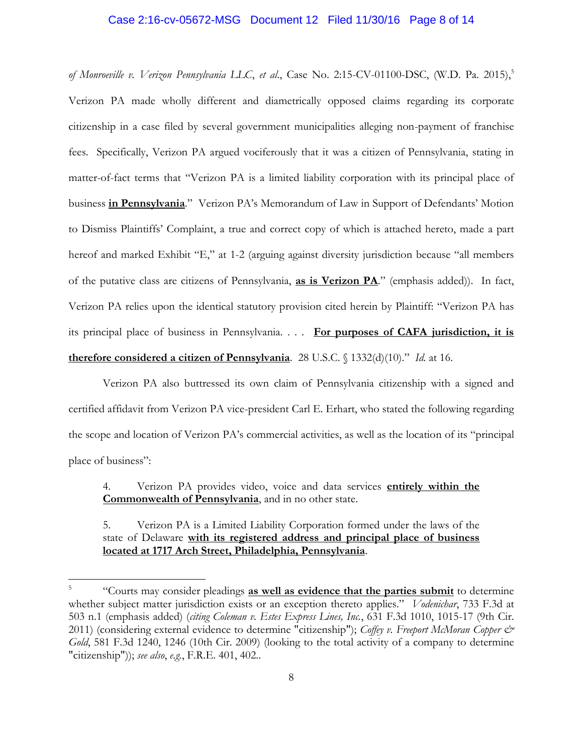*of Monroeville v. Verizon Pennsylvania LLC*, *et al.*, Case No. 2:15-CV-01100-DSC, (W.D. Pa. 2015),[5] Verizon PA made wholly different and diametrically opposed claims regarding its corporate citizenship in a case filed by several government municipalities alleging non-payment of franchise fees. Specifically, Verizon PA argued vociferously that it was a citizen of Pennsylvania, stating in matter-of-fact terms that "Verizon PA is a limited liability corporation with its principal place of business **<u>in Pennsylvania</u>**." Verizon PA's Memorandum of Law in Support of Defendants' Motion to Dismiss Plaintiffs' Complaint, a true and correct copy of which is attached hereto, made a part hereof and marked Exhibit "E," at 1-2 (arguing against diversity jurisdiction because "all members of the putative class are citizens of Pennsylvania, **<u>as is Verizon PA</u>**." (emphasis added)). In fact, Verizon PA relies upon the identical statutory provision cited herein by Plaintiff: "Verizon PA has its principal place of business in Pennsylvania. . . . **<u>For purposes of CAFA jurisdiction, it is therefore considered a citizen of Pennsylvania</u>**. 28 U.S.C. § 1332(d)(10)." *Id.* at 16.

Verizon PA also buttressed its own claim of Pennsylvania citizenship with a signed and certified affidavit from Verizon PA vice-president Carl E. Erhart, who stated the following regarding the scope and location of Verizon PA's commercial activities, as well as the location of its "principal place of business":

> 4. Verizon PA provides video, voice and data services **<u>entirely within the Commonwealth of Pennsylvania</u>**, and in no other state.
>
> 5. Verizon PA is a Limited Liability Corporation formed under the laws of the state of Delaware **<u>with its registered address and principal place of business located at 1717 Arch Street, Philadelphia, Pennsylvania</u>**.

---

[5] "Courts may consider pleadings **<u>as well as evidence that the parties submit</u>** to determine whether subject matter jurisdiction exists or an exception thereto applies." *Vodenichar*, 733 F.3d at 503 n.1 (emphasis added) (*citing Coleman v. Estes Express Lines, Inc.*, 631 F.3d 1010, 1015-17 (9th Cir. 2011) (considering external evidence to determine "citizenship"); *Coffey v. Freeport McMoran Copper & Gold*, 581 F.3d 1240, 1246 (10th Cir. 2009) (looking to the total activity of a company to determine "citizenship")); *see also*, *e.g.*, F.R.E. 401, 402..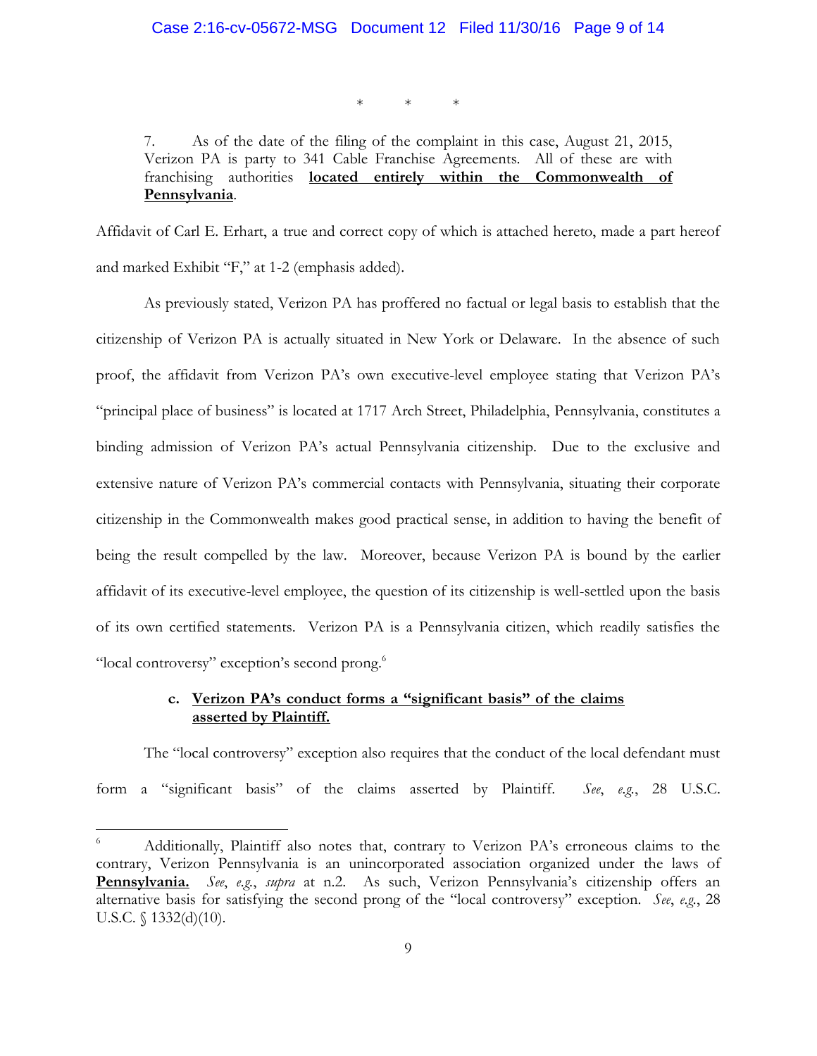\*   \*   \*

> 7. As of the date of the filing of the complaint in this case, August 21, 2015, Verizon PA is party to 341 Cable Franchise Agreements. All of these are with franchising authorities **located entirely within the Commonwealth of Pennsylvania**.

Affidavit of Carl E. Erhart, a true and correct copy of which is attached hereto, made a part hereof and marked Exhibit "F," at 1-2 (emphasis added).

As previously stated, Verizon PA has proffered no factual or legal basis to establish that the citizenship of Verizon PA is actually situated in New York or Delaware. In the absence of such proof, the affidavit from Verizon PA's own executive-level employee stating that Verizon PA's "principal place of business" is located at 1717 Arch Street, Philadelphia, Pennsylvania, constitutes a binding admission of Verizon PA's actual Pennsylvania citizenship. Due to the exclusive and extensive nature of Verizon PA's commercial contacts with Pennsylvania, situating their corporate citizenship in the Commonwealth makes good practical sense, in addition to having the benefit of being the result compelled by the law. Moreover, because Verizon PA is bound by the earlier affidavit of its executive-level employee, the question of its citizenship is well-settled upon the basis of its own certified statements. Verizon PA is a Pennsylvania citizen, which readily satisfies the "local controversy" exception's second prong.[6]

**c. Verizon PA's conduct forms a "significant basis" of the claims asserted by Plaintiff.**

The "local controversy" exception also requires that the conduct of the local defendant must form a "significant basis" of the claims asserted by Plaintiff. *See*, *e.g.*, 28 U.S.C.

---

[6] Additionally, Plaintiff also notes that, contrary to Verizon PA's erroneous claims to the contrary, Verizon Pennsylvania is an unincorporated association organized under the laws of **Pennsylvania.** *See*, *e.g.*, *supra* at n.2. As such, Verizon Pennsylvania's citizenship offers an alternative basis for satisfying the second prong of the "local controversy" exception. *See*, *e.g.*, 28 U.S.C. § 1332(d)(10).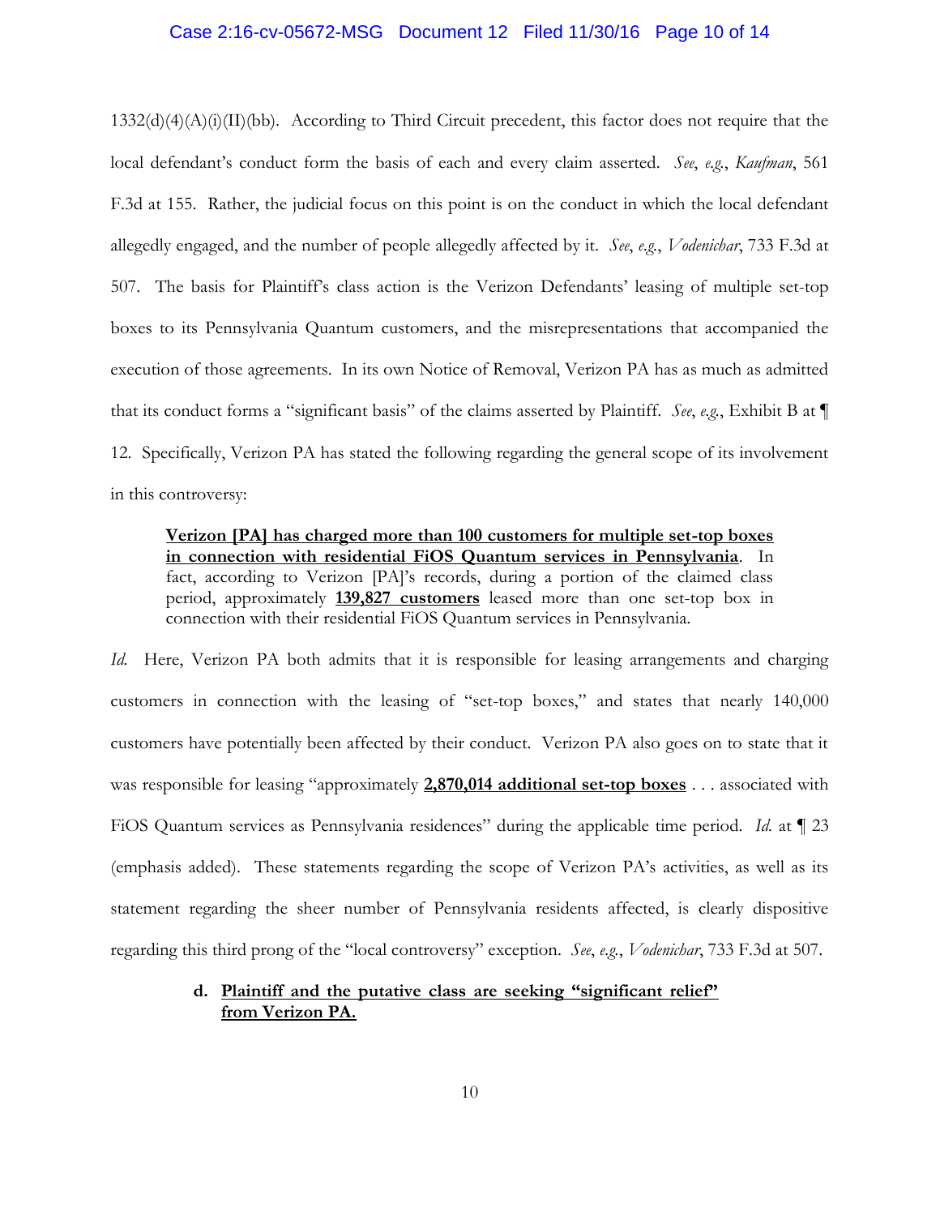1332(d)(4)(A)(i)(II)(bb). According to Third Circuit precedent, this factor does not require that the local defendant's conduct form the basis of each and every claim asserted. *See*, *e.g.*, *Kaufman*, 561 F.3d at 155. Rather, the judicial focus on this point is on the conduct in which the local defendant allegedly engaged, and the number of people allegedly affected by it. *See*, *e.g.*, *Vodenichar*, 733 F.3d at 507. The basis for Plaintiff's class action is the Verizon Defendants' leasing of multiple set-top boxes to its Pennsylvania Quantum customers, and the misrepresentations that accompanied the execution of those agreements. In its own Notice of Removal, Verizon PA has as much as admitted that its conduct forms a "significant basis" of the claims asserted by Plaintiff. *See*, *e.g.*, Exhibit B at ¶ 12. Specifically, Verizon PA has stated the following regarding the general scope of its involvement in this controversy:

> **<u>Verizon [PA] has charged more than 100 customers for multiple set-top boxes in connection with residential FiOS Quantum services in Pennsylvania</u>**. In fact, according to Verizon [PA]'s records, during a portion of the claimed class period, approximately **<u>139,827 customers</u>** leased more than one set-top box in connection with their residential FiOS Quantum services in Pennsylvania.

*Id.* Here, Verizon PA both admits that it is responsible for leasing arrangements and charging customers in connection with the leasing of "set-top boxes," and states that nearly 140,000 customers have potentially been affected by their conduct. Verizon PA also goes on to state that it was responsible for leasing "approximately **<u>2,870,014 additional set-top boxes</u>** . . . associated with FiOS Quantum services as Pennsylvania residences" during the applicable time period. *Id.* at ¶ 23 (emphasis added). These statements regarding the scope of Verizon PA's activities, as well as its statement regarding the sheer number of Pennsylvania residents affected, is clearly dispositive regarding this third prong of the "local controversy" exception. *See*, *e.g.*, *Vodenichar*, 733 F.3d at 507.

**d. <u>Plaintiff and the putative class are seeking "significant relief" from Verizon PA.</u>**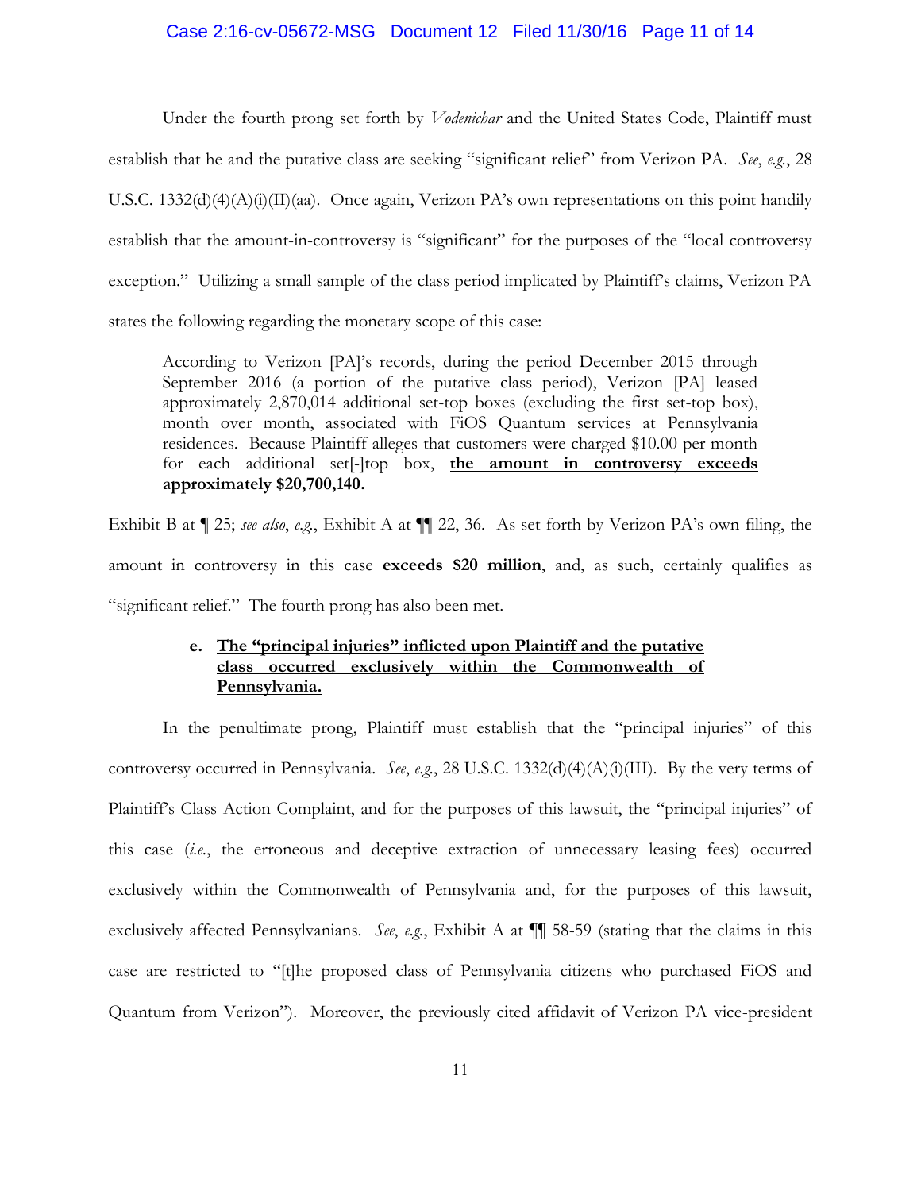Under the fourth prong set forth by *Vodenichar* and the United States Code, Plaintiff must establish that he and the putative class are seeking "significant relief" from Verizon PA. *See*, *e.g.*, 28 U.S.C. 1332(d)(4)(A)(i)(II)(aa). Once again, Verizon PA's own representations on this point handily establish that the amount-in-controversy is "significant" for the purposes of the "local controversy exception." Utilizing a small sample of the class period implicated by Plaintiff's claims, Verizon PA states the following regarding the monetary scope of this case:

> According to Verizon [PA]'s records, during the period December 2015 through September 2016 (a portion of the putative class period), Verizon [PA] leased approximately 2,870,014 additional set-top boxes (excluding the first set-top box), month over month, associated with FiOS Quantum services at Pennsylvania residences. Because Plaintiff alleges that customers were charged $10.00 per month for each additional set[-]top box, **<u>the amount in controversy exceeds approximately $20,700,140.</u>**

Exhibit B at ¶ 25; *see also*, *e.g.*, Exhibit A at ¶¶ 22, 36. As set forth by Verizon PA's own filing, the amount in controversy in this case **<u>exceeds $20 million</u>**, and, as such, certainly qualifies as "significant relief." The fourth prong has also been met.

**e. <u>The "principal injuries" inflicted upon Plaintiff and the putative class occurred exclusively within the Commonwealth of Pennsylvania.</u>**

In the penultimate prong, Plaintiff must establish that the "principal injuries" of this controversy occurred in Pennsylvania. *See*, *e.g.*, 28 U.S.C. 1332(d)(4)(A)(i)(III). By the very terms of Plaintiff's Class Action Complaint, and for the purposes of this lawsuit, the "principal injuries" of this case (*i.e.*, the erroneous and deceptive extraction of unnecessary leasing fees) occurred exclusively within the Commonwealth of Pennsylvania and, for the purposes of this lawsuit, exclusively affected Pennsylvanians. *See*, *e.g.*, Exhibit A at ¶¶ 58-59 (stating that the claims in this case are restricted to "[t]he proposed class of Pennsylvania citizens who purchased FiOS and Quantum from Verizon"). Moreover, the previously cited affidavit of Verizon PA vice-president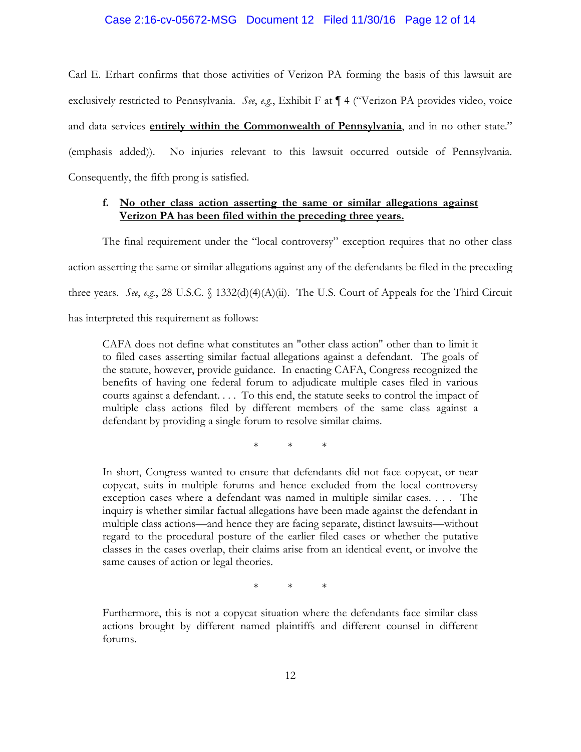Carl E. Erhart confirms that those activities of Verizon PA forming the basis of this lawsuit are exclusively restricted to Pennsylvania. *See*, *e.g.*, Exhibit F at ¶ 4 ("Verizon PA provides video, voice and data services **entirely within the Commonwealth of Pennsylvania**, and in no other state." (emphasis added)). No injuries relevant to this lawsuit occurred outside of Pennsylvania. Consequently, the fifth prong is satisfied.

**f. No other class action asserting the same or similar allegations against Verizon PA has been filed within the preceding three years.**

The final requirement under the "local controversy" exception requires that no other class action asserting the same or similar allegations against any of the defendants be filed in the preceding three years. *See*, *e.g.*, 28 U.S.C. § 1332(d)(4)(A)(ii). The U.S. Court of Appeals for the Third Circuit has interpreted this requirement as follows:

> CAFA does not define what constitutes an "other class action" other than to limit it to filed cases asserting similar factual allegations against a defendant. The goals of the statute, however, provide guidance. In enacting CAFA, Congress recognized the benefits of having one federal forum to adjudicate multiple cases filed in various courts against a defendant. . . . To this end, the statute seeks to control the impact of multiple class actions filed by different members of the same class against a defendant by providing a single forum to resolve similar claims.
>
> \* \* \*
>
> In short, Congress wanted to ensure that defendants did not face copycat, or near copycat, suits in multiple forums and hence excluded from the local controversy exception cases where a defendant was named in multiple similar cases. . . . The inquiry is whether similar factual allegations have been made against the defendant in multiple class actions—and hence they are facing separate, distinct lawsuits—without regard to the procedural posture of the earlier filed cases or whether the putative classes in the cases overlap, their claims arise from an identical event, or involve the same causes of action or legal theories.
>
> \* \* \*
>
> Furthermore, this is not a copycat situation where the defendants face similar class actions brought by different named plaintiffs and different counsel in different forums.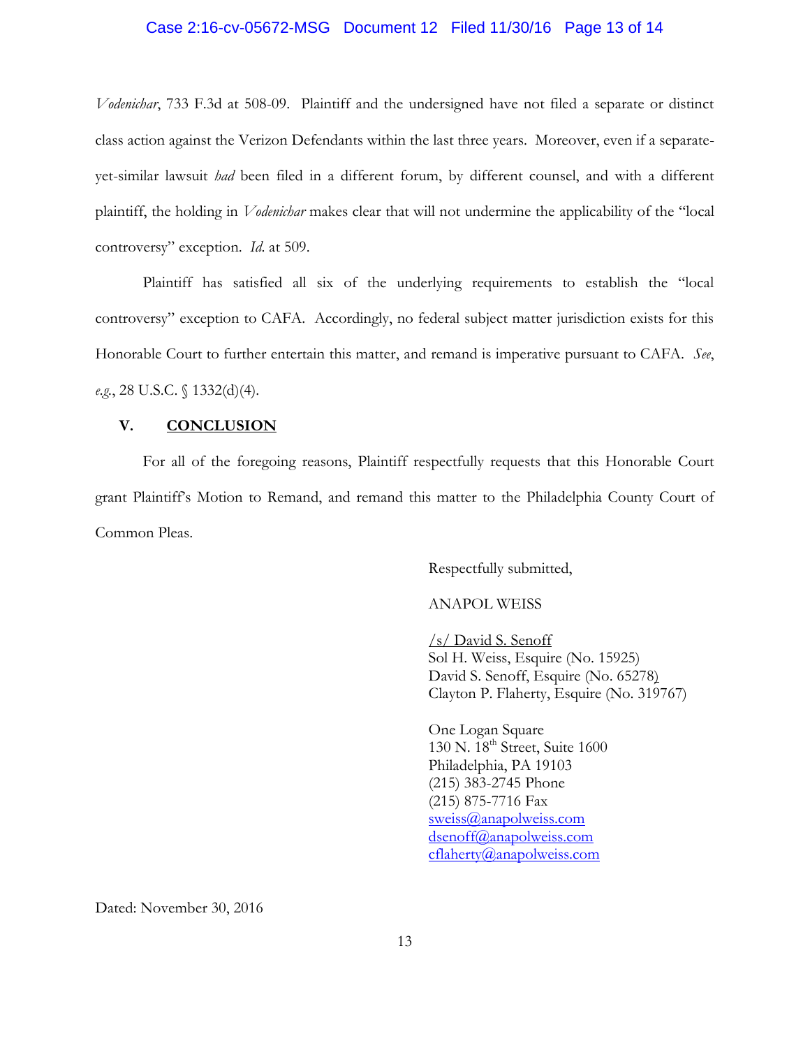*Vodenichar*, 733 F.3d at 508-09. Plaintiff and the undersigned have not filed a separate or distinct class action against the Verizon Defendants within the last three years. Moreover, even if a separate-yet-similar lawsuit *had* been filed in a different forum, by different counsel, and with a different plaintiff, the holding in *Vodenichar* makes clear that will not undermine the applicability of the "local controversy" exception. *Id.* at 509.

Plaintiff has satisfied all six of the underlying requirements to establish the "local controversy" exception to CAFA. Accordingly, no federal subject matter jurisdiction exists for this Honorable Court to further entertain this matter, and remand is imperative pursuant to CAFA. *See, e.g.*, 28 U.S.C. § 1332(d)(4).

## V. CONCLUSION

For all of the foregoing reasons, Plaintiff respectfully requests that this Honorable Court grant Plaintiff's Motion to Remand, and remand this matter to the Philadelphia County Court of Common Pleas.

Respectfully submitted,

ANAPOL WEISS

/s/ David S. Senoff
Sol H. Weiss, Esquire (No. 15925)
David S. Senoff, Esquire (No. 65278)
Clayton P. Flaherty, Esquire (No. 319767)

One Logan Square
130 N. 18th Street, Suite 1600
Philadelphia, PA 19103
(215) 383-2745 Phone
(215) 875-7716 Fax
sweiss@anapolweiss.com
dsenoff@anapolweiss.com
cflaherty@anapolweiss.com

Dated: November 30, 2016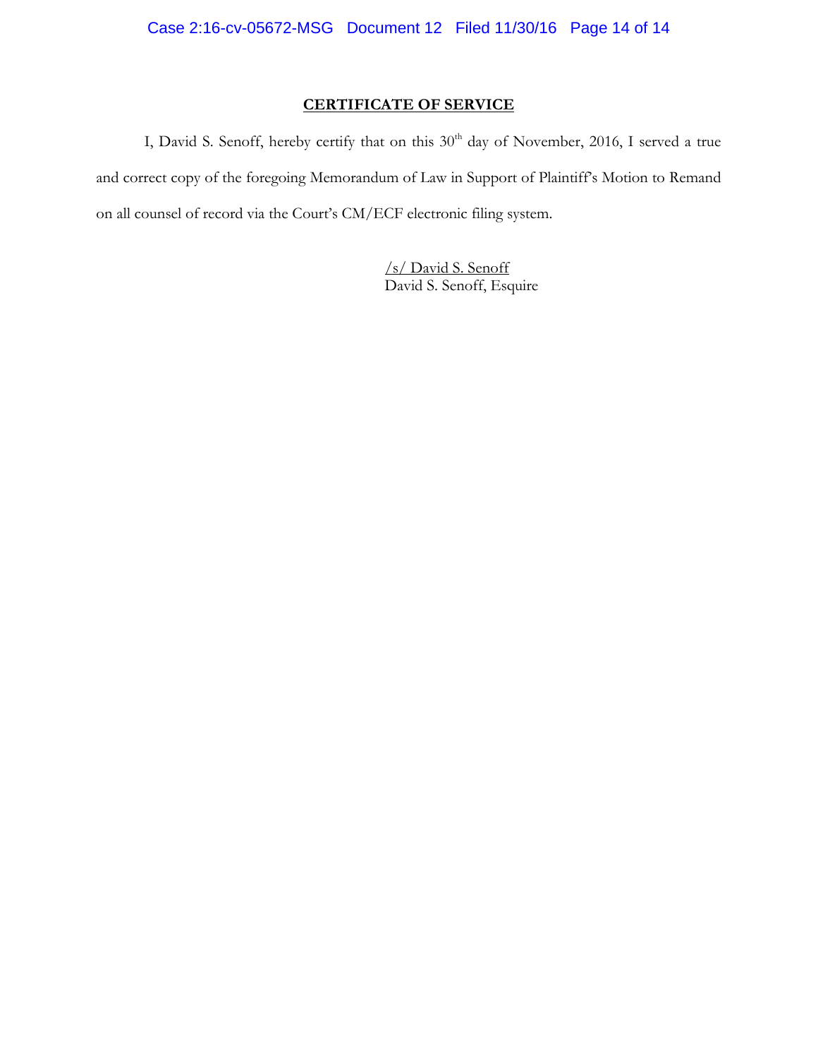## CERTIFICATE OF SERVICE

I, David S. Senoff, hereby certify that on this 30th day of November, 2016, I served a true and correct copy of the foregoing Memorandum of Law in Support of Plaintiff's Motion to Remand on all counsel of record via the Court's CM/ECF electronic filing system.

/s/ David S. Senoff
David S. Senoff, Esquire